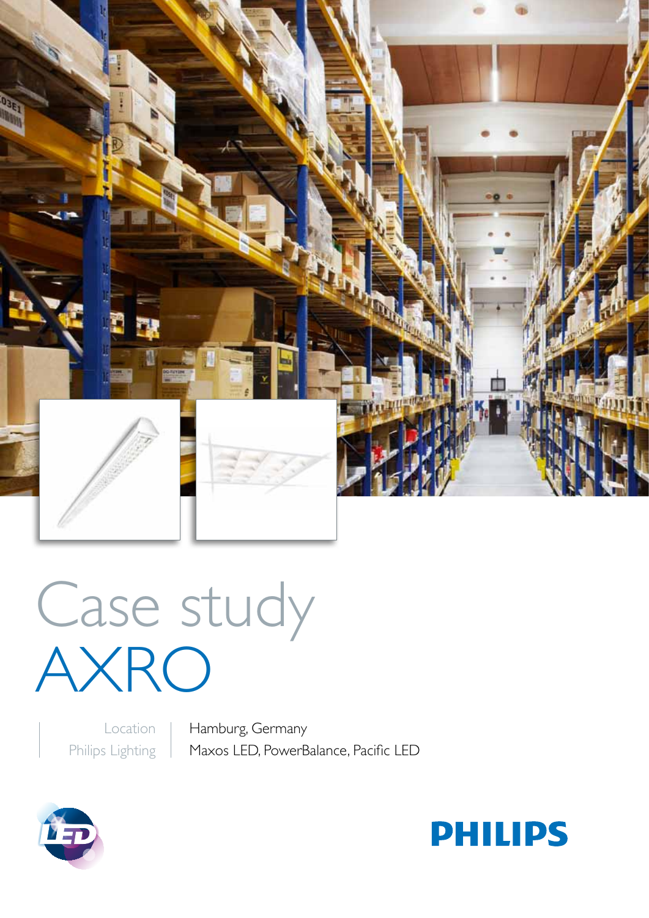# Case study
# AXRO

| Location | Hamburg, Germany |
| --- | --- |
| Philips Lighting | Maxos LED, PowerBalance, Pacific LED |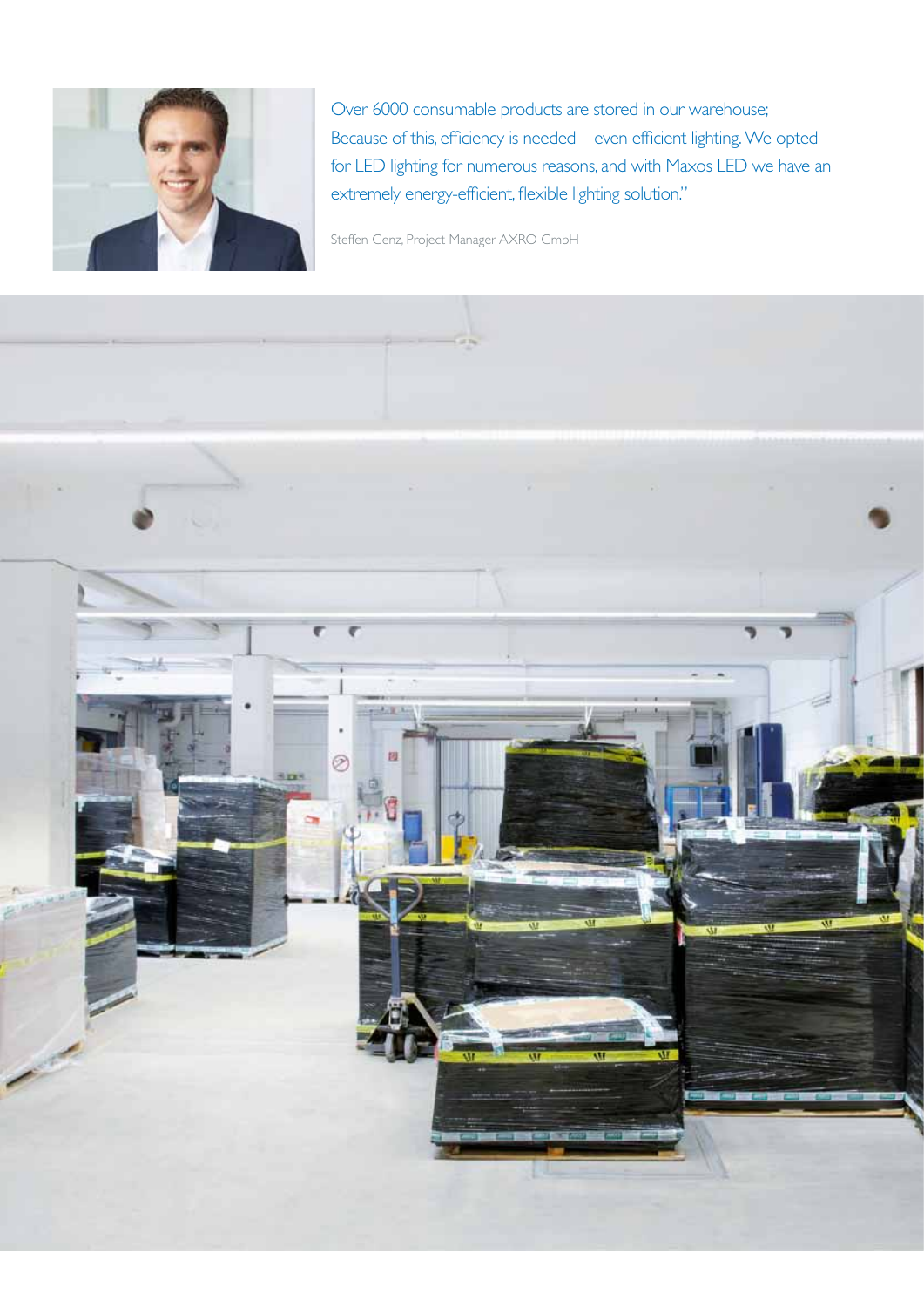Over 6000 consumable products are stored in our warehouse; Because of this, efficiency is needed – even efficient lighting. We opted for LED lighting for numerous reasons, and with Maxos LED we have an extremely energy-efficient, flexible lighting solution."

Steffen Genz, Project Manager AXRO GmbH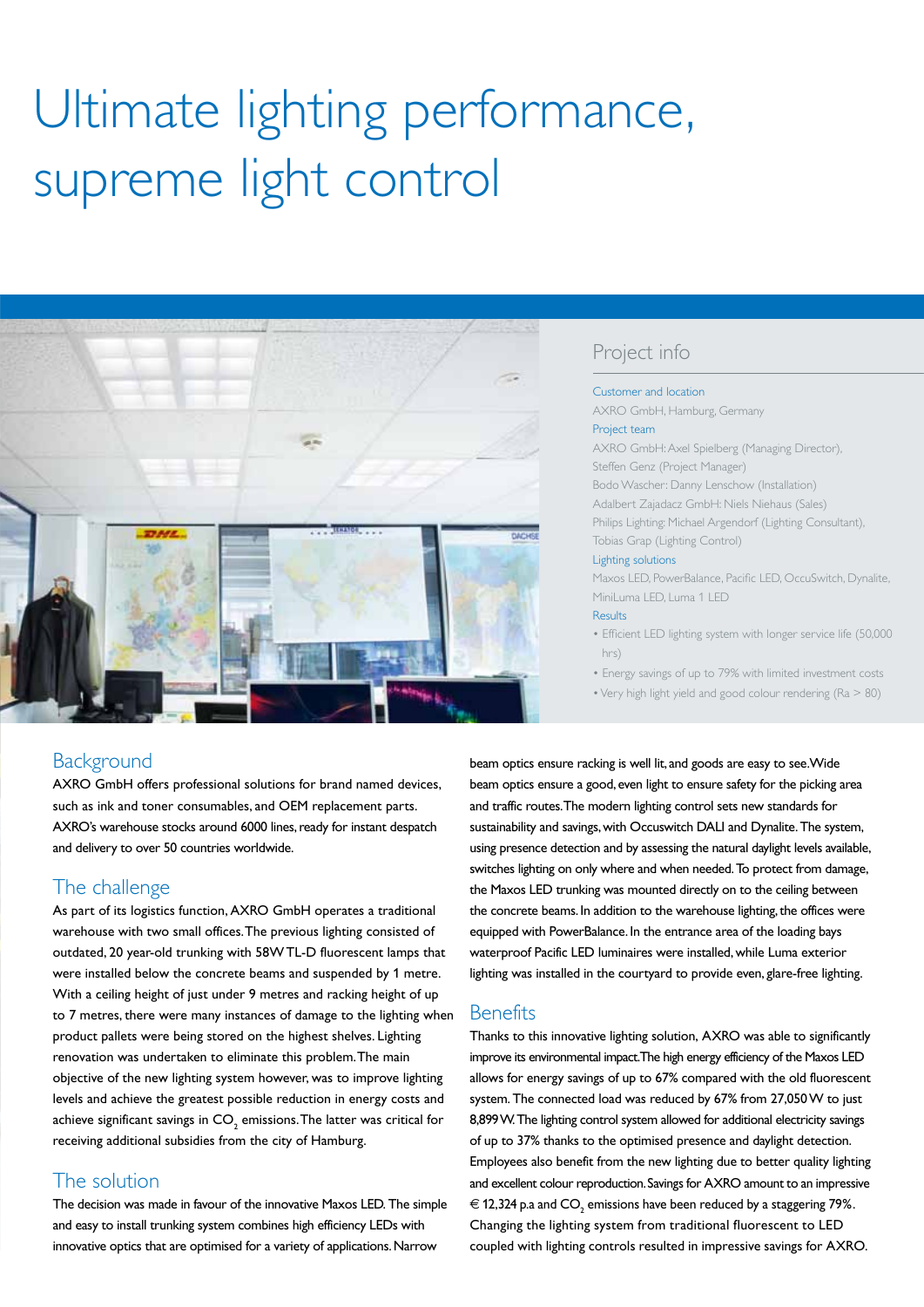# Ultimate lighting performance, supreme light control

## Project info

**Customer and location**
AXRO GmbH, Hamburg, Germany

**Project team**
AXRO GmbH: Axel Spielberg (Managing Director), Steffen Genz (Project Manager)
Bodo Wascher: Danny Lenschow (Installation)
Adalbert Zajadacz GmbH: Niels Niehaus (Sales)
Philips Lighting: Michael Argendorf (Lighting Consultant), Tobias Grap (Lighting Control)

**Lighting solutions**
Maxos LED, PowerBalance, Pacific LED, OccuSwitch, Dynalite, MiniLuma LED, Luma 1 LED

**Results**
- Efficient LED lighting system with longer service life (50,000 hrs)
- Energy savings of up to 79% with limited investment costs
- Very high light yield and good colour rendering (Ra > 80)

## Background

AXRO GmbH offers professional solutions for brand named devices, such as ink and toner consumables, and OEM replacement parts. AXRO's warehouse stocks around 6000 lines, ready for instant despatch and delivery to over 50 countries worldwide.

## The challenge

As part of its logistics function, AXRO GmbH operates a traditional warehouse with two small offices. The previous lighting consisted of outdated, 20 year-old trunking with 58W TL-D fluorescent lamps that were installed below the concrete beams and suspended by 1 metre. With a ceiling height of just under 9 metres and racking height of up to 7 metres, there were many instances of damage to the lighting when product pallets were being stored on the highest shelves. Lighting renovation was undertaken to eliminate this problem. The main objective of the new lighting system however, was to improve lighting levels and achieve the greatest possible reduction in energy costs and achieve significant savings in $CO_2$ emissions. The latter was critical for receiving additional subsidies from the city of Hamburg.

## The solution

The decision was made in favour of the innovative Maxos LED. The simple and easy to install trunking system combines high efficiency LEDs with innovative optics that are optimised for a variety of applications. Narrow beam optics ensure racking is well lit, and goods are easy to see. Wide beam optics ensure a good, even light to ensure safety for the picking area and traffic routes. The modern lighting control sets new standards for sustainability and savings, with Occuswitch DALI and Dynalite. The system, using presence detection and by assessing the natural daylight levels available, switches lighting on only where and when needed. To protect from damage, the Maxos LED trunking was mounted directly on to the ceiling between the concrete beams. In addition to the warehouse lighting, the offices were equipped with PowerBalance. In the entrance area of the loading bays waterproof Pacific LED luminaires were installed, while Luma exterior lighting was installed in the courtyard to provide even, glare-free lighting.

## Benefits

Thanks to this innovative lighting solution, AXRO was able to significantly improve its environmental impact. The high energy efficiency of the Maxos LED allows for energy savings of up to 67% compared with the old fluorescent system. The connected load was reduced by 67% from 27,050 W to just 8,899 W. The lighting control system allowed for additional electricity savings of up to 37% thanks to the optimised presence and daylight detection. Employees also benefit from the new lighting due to better quality lighting and excellent colour reproduction. Savings for AXRO amount to an impressive € 12,324 p.a and $CO_2$ emissions have been reduced by a staggering 79%. Changing the lighting system from traditional fluorescent to LED coupled with lighting controls resulted in impressive savings for AXRO.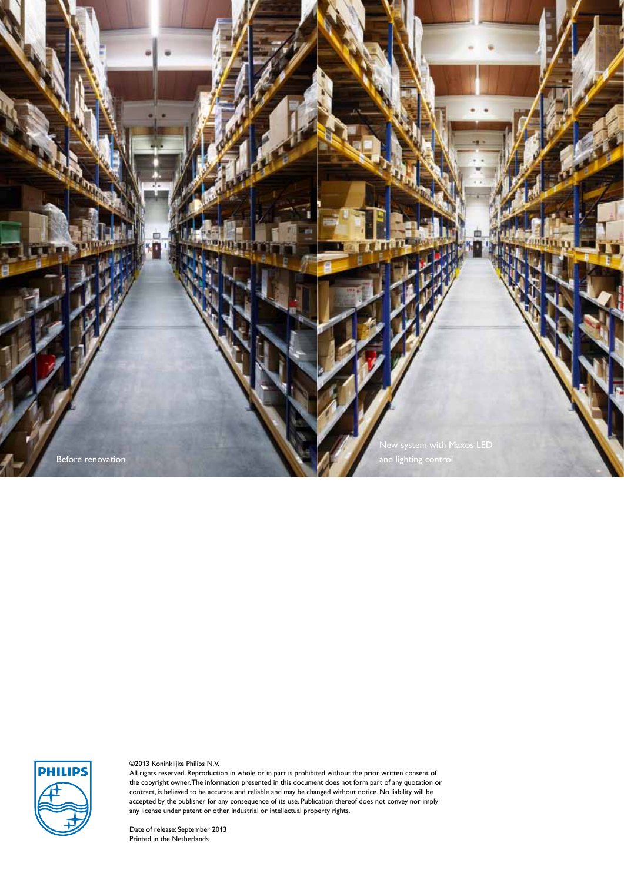Before renovation

New system with Maxos LED and lighting control

©2013 Koninklijke Philips N.V.
All rights reserved. Reproduction in whole or in part is prohibited without the prior written consent of the copyright owner. The information presented in this document does not form part of any quotation or contract, is believed to be accurate and reliable and may be changed without notice. No liability will be accepted by the publisher for any consequence of its use. Publication thereof does not convey nor imply any license under patent or other industrial or intellectual property rights.

Date of release: September 2013
Printed in the Netherlands